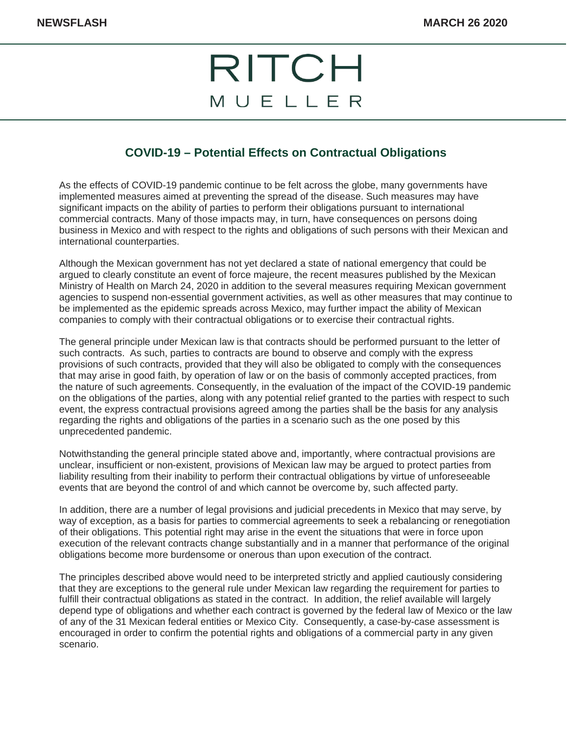**NEWSFLASH** **MARCH 26 2020**

RITCH
MUELLER

## COVID-19 – Potential Effects on Contractual Obligations

As the effects of COVID-19 pandemic continue to be felt across the globe, many governments have implemented measures aimed at preventing the spread of the disease. Such measures may have significant impacts on the ability of parties to perform their obligations pursuant to international commercial contracts. Many of those impacts may, in turn, have consequences on persons doing business in Mexico and with respect to the rights and obligations of such persons with their Mexican and international counterparties.

Although the Mexican government has not yet declared a state of national emergency that could be argued to clearly constitute an event of force majeure, the recent measures published by the Mexican Ministry of Health on March 24, 2020 in addition to the several measures requiring Mexican government agencies to suspend non-essential government activities, as well as other measures that may continue to be implemented as the epidemic spreads across Mexico, may further impact the ability of Mexican companies to comply with their contractual obligations or to exercise their contractual rights.

The general principle under Mexican law is that contracts should be performed pursuant to the letter of such contracts. As such, parties to contracts are bound to observe and comply with the express provisions of such contracts, provided that they will also be obligated to comply with the consequences that may arise in good faith, by operation of law or on the basis of commonly accepted practices, from the nature of such agreements. Consequently, in the evaluation of the impact of the COVID-19 pandemic on the obligations of the parties, along with any potential relief granted to the parties with respect to such event, the express contractual provisions agreed among the parties shall be the basis for any analysis regarding the rights and obligations of the parties in a scenario such as the one posed by this unprecedented pandemic.

Notwithstanding the general principle stated above and, importantly, where contractual provisions are unclear, insufficient or non-existent, provisions of Mexican law may be argued to protect parties from liability resulting from their inability to perform their contractual obligations by virtue of unforeseeable events that are beyond the control of and which cannot be overcome by, such affected party.

In addition, there are a number of legal provisions and judicial precedents in Mexico that may serve, by way of exception, as a basis for parties to commercial agreements to seek a rebalancing or renegotiation of their obligations. This potential right may arise in the event the situations that were in force upon execution of the relevant contracts change substantially and in a manner that performance of the original obligations become more burdensome or onerous than upon execution of the contract.

The principles described above would need to be interpreted strictly and applied cautiously considering that they are exceptions to the general rule under Mexican law regarding the requirement for parties to fulfill their contractual obligations as stated in the contract. In addition, the relief available will largely depend type of obligations and whether each contract is governed by the federal law of Mexico or the law of any of the 31 Mexican federal entities or Mexico City. Consequently, a case-by-case assessment is encouraged in order to confirm the potential rights and obligations of a commercial party in any given scenario.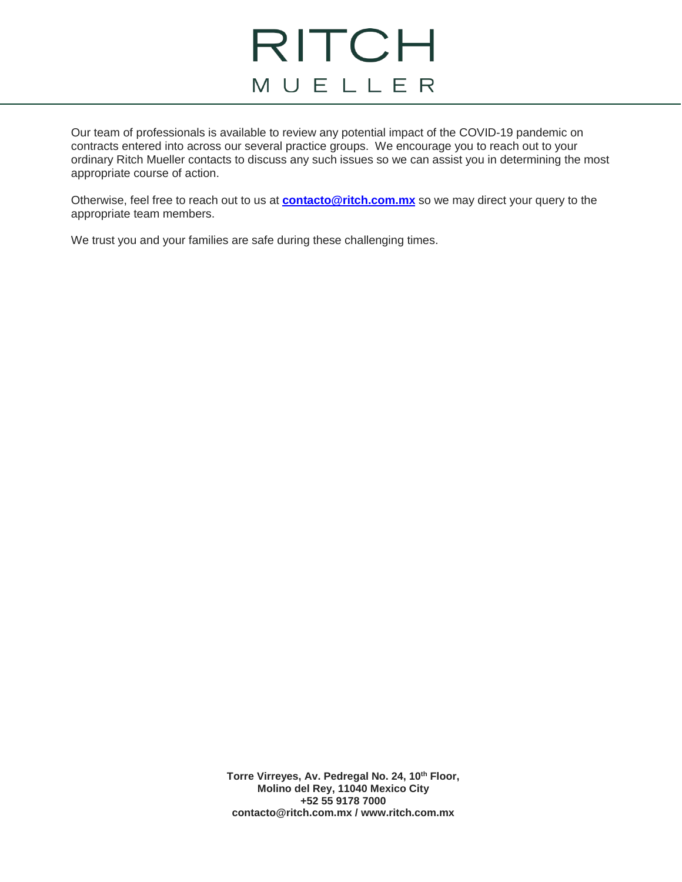Our team of professionals is available to review any potential impact of the COVID-19 pandemic on contracts entered into across our several practice groups. We encourage you to reach out to your ordinary Ritch Mueller contacts to discuss any such issues so we can assist you in determining the most appropriate course of action.

Otherwise, feel free to reach out to us at **contacto@ritch.com.mx** so we may direct your query to the appropriate team members.

We trust you and your families are safe during these challenging times.